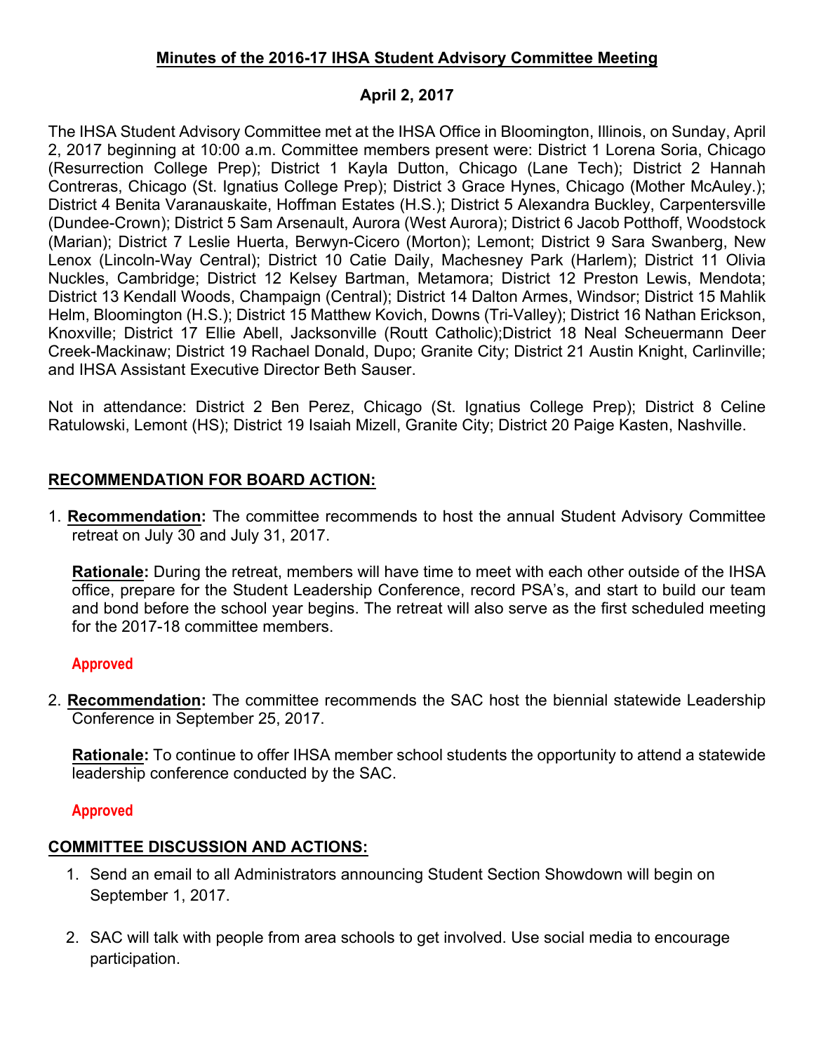## Minutes of the 2016-17 IHSA Student Advisory Committee Meeting

### April 2, 2017

The IHSA Student Advisory Committee met at the IHSA Office in Bloomington, Illinois, on Sunday, April 2, 2017 beginning at 10:00 a.m. Committee members present were: District 1 Lorena Soria, Chicago (Resurrection College Prep); District 1 Kayla Dutton, Chicago (Lane Tech); District 2 Hannah Contreras, Chicago (St. Ignatius College Prep); District 3 Grace Hynes, Chicago (Mother McAuley.); District 4 Benita Varanauskaite, Hoffman Estates (H.S.); District 5 Alexandra Buckley, Carpentersville (Dundee-Crown); District 5 Sam Arsenault, Aurora (West Aurora); District 6 Jacob Potthoff, Woodstock (Marian); District 7 Leslie Huerta, Berwyn-Cicero (Morton); Lemont; District 9 Sara Swanberg, New Lenox (Lincoln-Way Central); District 10 Catie Daily, Machesney Park (Harlem); District 11 Olivia Nuckles, Cambridge; District 12 Kelsey Bartman, Metamora; District 12 Preston Lewis, Mendota; District 13 Kendall Woods, Champaign (Central); District 14 Dalton Armes, Windsor; District 15 Mahlik Helm, Bloomington (H.S.); District 15 Matthew Kovich, Downs (Tri-Valley); District 16 Nathan Erickson, Knoxville; District 17 Ellie Abell, Jacksonville (Routt Catholic);District 18 Neal Scheuermann Deer Creek-Mackinaw; District 19 Rachael Donald, Dupo; Granite City; District 21 Austin Knight, Carlinville; and IHSA Assistant Executive Director Beth Sauser.

Not in attendance: District 2 Ben Perez, Chicago (St. Ignatius College Prep); District 8 Celine Ratulowski, Lemont (HS); District 19 Isaiah Mizell, Granite City; District 20 Paige Kasten, Nashville.

### RECOMMENDATION FOR BOARD ACTION:

1. **Recommendation:** The committee recommends to host the annual Student Advisory Committee retreat on July 30 and July 31, 2017.

   **Rationale:** During the retreat, members will have time to meet with each other outside of the IHSA office, prepare for the Student Leadership Conference, record PSA's, and start to build our team and bond before the school year begins. The retreat will also serve as the first scheduled meeting for the 2017-18 committee members.

   **Approved**

2. **Recommendation:** The committee recommends the SAC host the biennial statewide Leadership Conference in September 25, 2017.

   **Rationale:** To continue to offer IHSA member school students the opportunity to attend a statewide leadership conference conducted by the SAC.

   **Approved**

### COMMITTEE DISCUSSION AND ACTIONS:

1. Send an email to all Administrators announcing Student Section Showdown will begin on September 1, 2017.

2. SAC will talk with people from area schools to get involved. Use social media to encourage participation.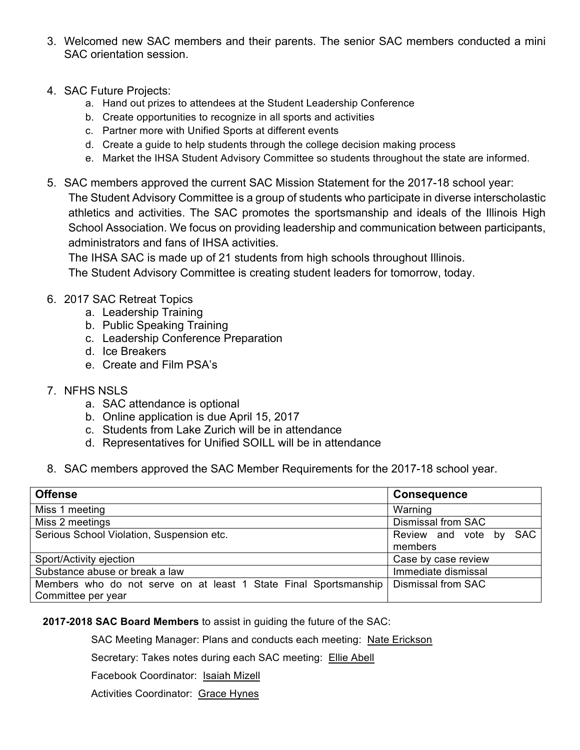3. Welcomed new SAC members and their parents. The senior SAC members conducted a mini SAC orientation session.

4. SAC Future Projects:
    a. Hand out prizes to attendees at the Student Leadership Conference
    b. Create opportunities to recognize in all sports and activities
    c. Partner more with Unified Sports at different events
    d. Create a guide to help students through the college decision making process
    e. Market the IHSA Student Advisory Committee so students throughout the state are informed.

5. SAC members approved the current SAC Mission Statement for the 2017-18 school year:
   The Student Advisory Committee is a group of students who participate in diverse interscholastic athletics and activities. The SAC promotes the sportsmanship and ideals of the Illinois High School Association. We focus on providing leadership and communication between participants, administrators and fans of IHSA activities.
   The IHSA SAC is made up of 21 students from high schools throughout Illinois.
   The Student Advisory Committee is creating student leaders for tomorrow, today.

6. 2017 SAC Retreat Topics
    a. Leadership Training
    b. Public Speaking Training
    c. Leadership Conference Preparation
    d. Ice Breakers
    e. Create and Film PSA's

7. NFHS NSLS
    a. SAC attendance is optional
    b. Online application is due April 15, 2017
    c. Students from Lake Zurich will be in attendance
    d. Representatives for Unified SOILL will be in attendance

8. SAC members approved the SAC Member Requirements for the 2017-18 school year.

| Offense | Consequence |
|---|---|
| Miss 1 meeting | Warning |
| Miss 2 meetings | Dismissal from SAC |
| Serious School Violation, Suspension etc. | Review and vote by SAC members |
| Sport/Activity ejection | Case by case review |
| Substance abuse or break a law | Immediate dismissal |
| Members who do not serve on at least 1 State Final Sportsmanship Committee per year | Dismissal from SAC |

**2017-2018 SAC Board Members** to assist in guiding the future of the SAC:

SAC Meeting Manager: Plans and conducts each meeting: Nate Erickson

Secretary: Takes notes during each SAC meeting: Ellie Abell

Facebook Coordinator: Isaiah Mizell

Activities Coordinator: Grace Hynes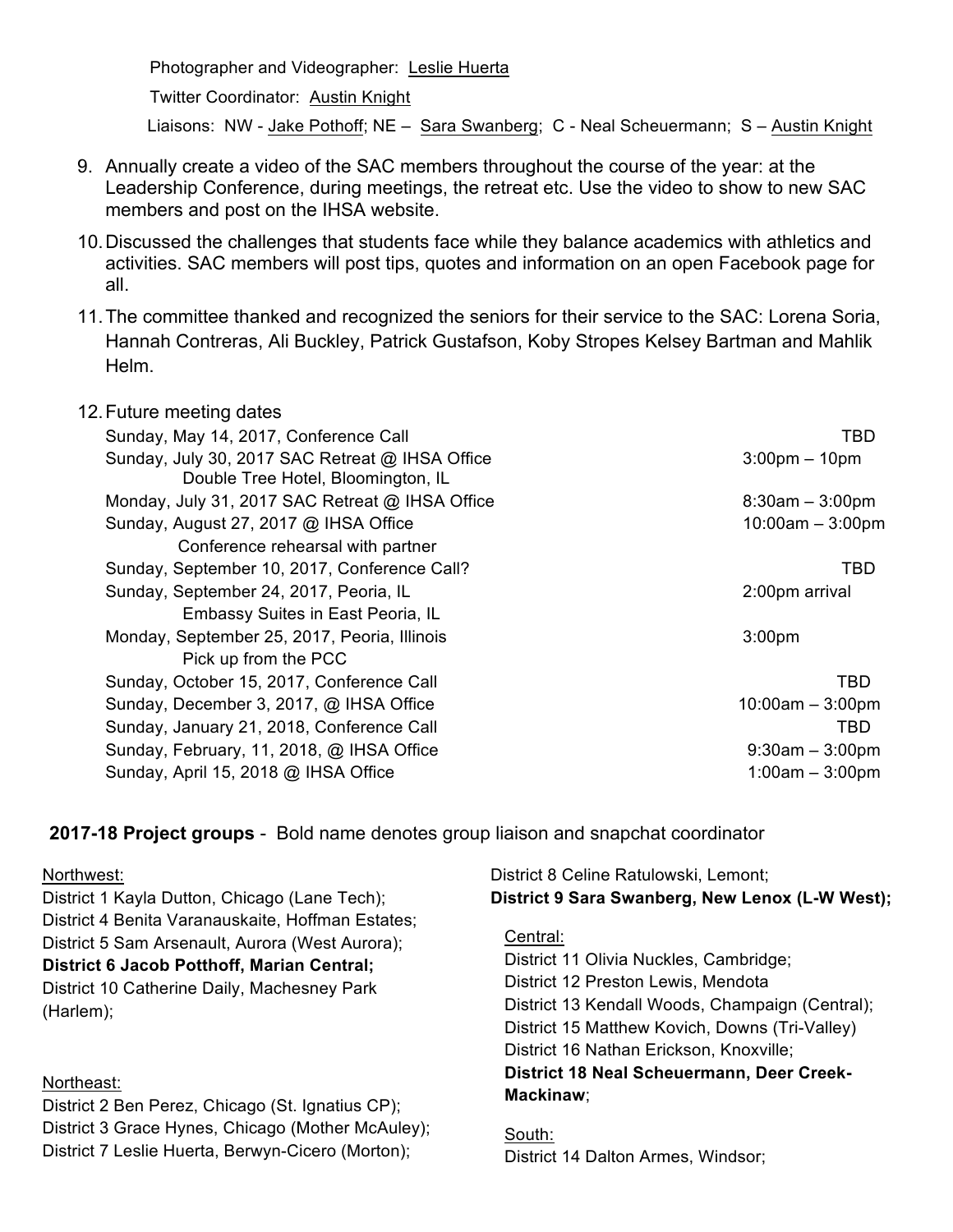Photographer and Videographer: Leslie Huerta

Twitter Coordinator: Austin Knight

Liaisons: NW - Jake Pothoff; NE – Sara Swanberg; C - Neal Scheuermann; S – Austin Knight

9. Annually create a video of the SAC members throughout the course of the year: at the Leadership Conference, during meetings, the retreat etc. Use the video to show to new SAC members and post on the IHSA website.
10. Discussed the challenges that students face while they balance academics with athletics and activities. SAC members will post tips, quotes and information on an open Facebook page for all.
11. The committee thanked and recognized the seniors for their service to the SAC: Lorena Soria, Hannah Contreras, Ali Buckley, Patrick Gustafson, Koby Stropes Kelsey Bartman and Mahlik Helm.
12. Future meeting dates

| | |
|---|---|
| Sunday, May 14, 2017, Conference Call | TBD |
| Sunday, July 30, 2017 SAC Retreat @ IHSA Office<br>Double Tree Hotel, Bloomington, IL | 3:00pm – 10pm |
| Monday, July 31, 2017 SAC Retreat @ IHSA Office | 8:30am – 3:00pm |
| Sunday, August 27, 2017 @ IHSA Office<br>Conference rehearsal with partner | 10:00am – 3:00pm |
| Sunday, September 10, 2017, Conference Call? | TBD |
| Sunday, September 24, 2017, Peoria, IL<br>Embassy Suites in East Peoria, IL | 2:00pm arrival |
| Monday, September 25, 2017, Peoria, Illinois<br>Pick up from the PCC | 3:00pm |
| Sunday, October 15, 2017, Conference Call | TBD |
| Sunday, December 3, 2017, @ IHSA Office | 10:00am – 3:00pm |
| Sunday, January 21, 2018, Conference Call | TBD |
| Sunday, February, 11, 2018, @ IHSA Office | 9:30am – 3:00pm |
| Sunday, April 15, 2018 @ IHSA Office | 1:00am – 3:00pm |

**2017-18 Project groups** - Bold name denotes group liaison and snapchat coordinator

Northwest:
District 1 Kayla Dutton, Chicago (Lane Tech);
District 4 Benita Varanauskaite, Hoffman Estates;
District 5 Sam Arsenault, Aurora (West Aurora);
**District 6 Jacob Potthoff, Marian Central;**
District 10 Catherine Daily, Machesney Park (Harlem);

Northeast:
District 2 Ben Perez, Chicago (St. Ignatius CP);
District 3 Grace Hynes, Chicago (Mother McAuley);
District 7 Leslie Huerta, Berwyn-Cicero (Morton);
District 8 Celine Ratulowski, Lemont;
**District 9 Sara Swanberg, New Lenox (L-W West);**

Central:
District 11 Olivia Nuckles, Cambridge;
District 12 Preston Lewis, Mendota
District 13 Kendall Woods, Champaign (Central);
District 15 Matthew Kovich, Downs (Tri-Valley)
District 16 Nathan Erickson, Knoxville;
**District 18 Neal Scheuermann, Deer Creek-Mackinaw**;

South:
District 14 Dalton Armes, Windsor;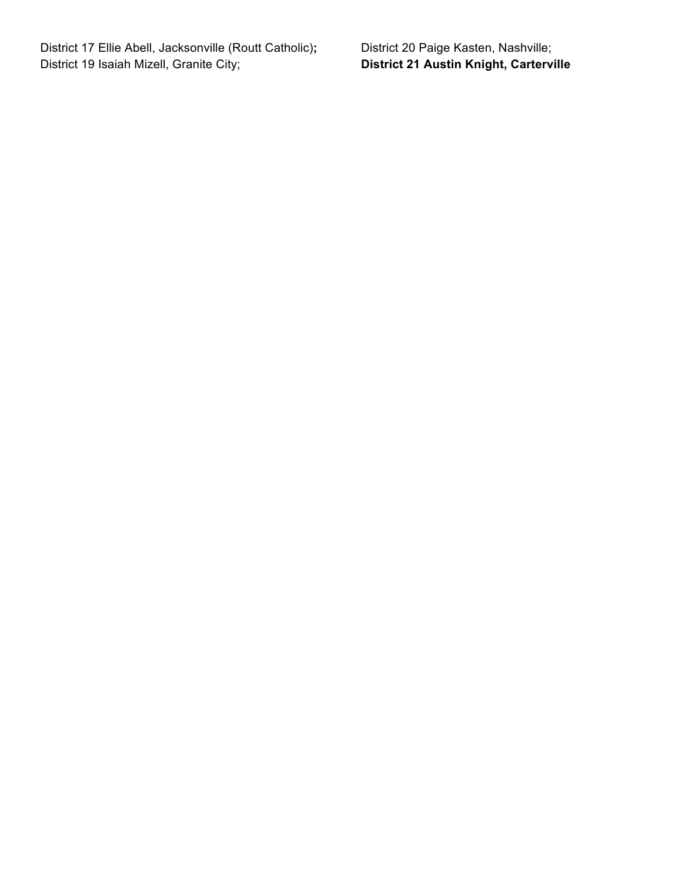District 17 Ellie Abell, Jacksonville (Routt Catholic)**;**
District 19 Isaiah Mizell, Granite City;
District 20 Paige Kasten, Nashville;
**District 21 Austin Knight, Carterville**